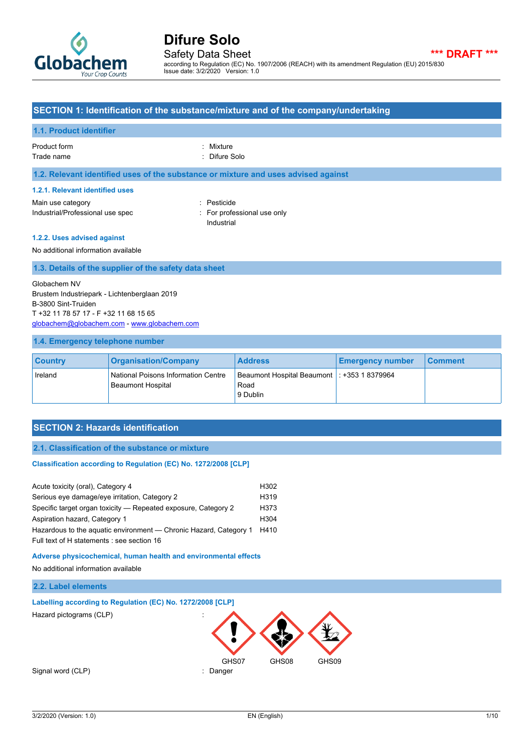# Difure Solo

Safety Data Sheet

*** DRAFT ***

according to Regulation (EC) No. 1907/2006 (REACH) with its amendment Regulation (EU) 2015/830
Issue date: 3/2/2020 Version: 1.0

## SECTION 1: Identification of the substance/mixture and of the company/undertaking

### 1.1. Product identifier

Product form : Mixture
Trade name : Difure Solo

### 1.2. Relevant identified uses of the substance or mixture and uses advised against

#### 1.2.1. Relevant identified uses

Main use category : Pesticide
Industrial/Professional use spec : For professional use only
Industrial

#### 1.2.2. Uses advised against

No additional information available

### 1.3. Details of the supplier of the safety data sheet

Globachem NV
Brustem Industriepark - Lichtenberglaan 2019
B-3800 Sint-Truiden
T +32 11 78 57 17 - F +32 11 68 15 65
globachem@globachem.com - www.globachem.com

### 1.4. Emergency telephone number

| Country | Organisation/Company | Address | Emergency number | Comment |
|---|---|---|---|---|
| Ireland | National Poisons Information Centre Beaumont Hospital | Beaumont Hospital Beaumont Road 9 Dublin | : +353 1 8379964 | |

## SECTION 2: Hazards identification

### 2.1. Classification of the substance or mixture

#### Classification according to Regulation (EC) No. 1272/2008 [CLP]

| | |
|---|---|
| Acute toxicity (oral), Category 4 | H302 |
| Serious eye damage/eye irritation, Category 2 | H319 |
| Specific target organ toxicity — Repeated exposure, Category 2 | H373 |
| Aspiration hazard, Category 1 | H304 |
| Hazardous to the aquatic environment — Chronic Hazard, Category 1 | H410 |

Full text of H statements : see section 16

#### Adverse physicochemical, human health and environmental effects

No additional information available

### 2.2. Label elements

#### Labelling according to Regulation (EC) No. 1272/2008 [CLP]

Hazard pictograms (CLP) :

GHS07 GHS08 GHS09

Signal word (CLP) : Danger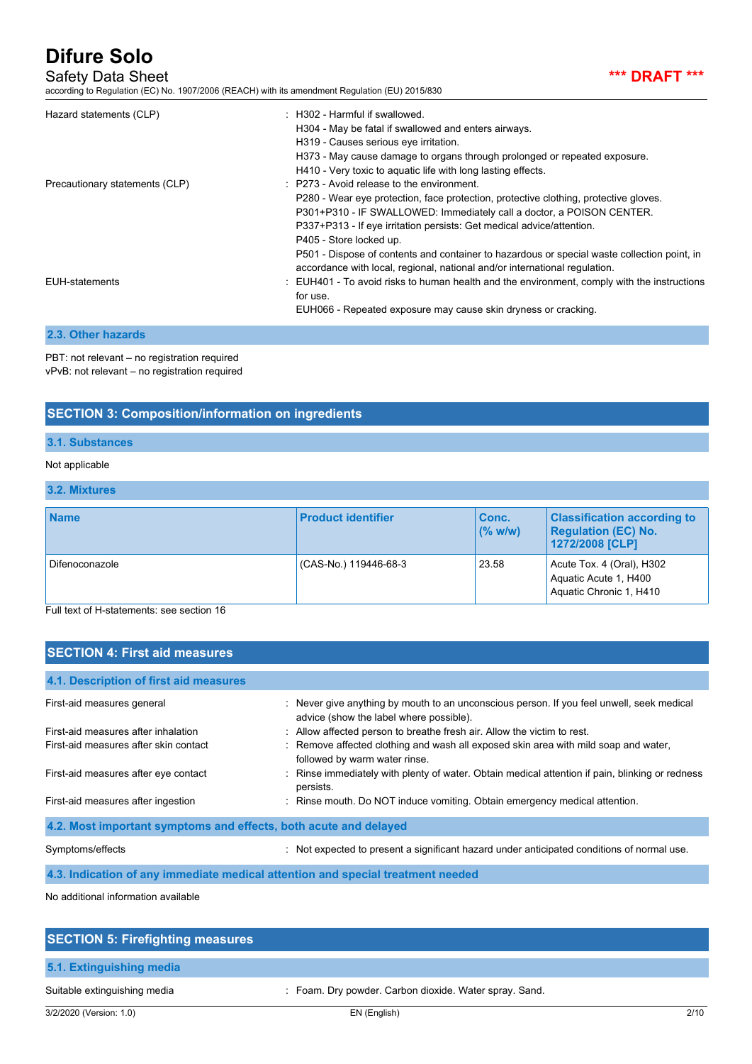Hazard statements (CLP) : H302 - Harmful if swallowed.
H304 - May be fatal if swallowed and enters airways.
H319 - Causes serious eye irritation.
H373 - May cause damage to organs through prolonged or repeated exposure.
H410 - Very toxic to aquatic life with long lasting effects.

Precautionary statements (CLP) : P273 - Avoid release to the environment.
P280 - Wear eye protection, face protection, protective clothing, protective gloves.
P301+P310 - IF SWALLOWED: Immediately call a doctor, a POISON CENTER.
P337+P313 - If eye irritation persists: Get medical advice/attention.
P405 - Store locked up.
P501 - Dispose of contents and container to hazardous or special waste collection point, in accordance with local, regional, national and/or international regulation.

EUH-statements : EUH401 - To avoid risks to human health and the environment, comply with the instructions for use.
EUH066 - Repeated exposure may cause skin dryness or cracking.

### 2.3. Other hazards

PBT: not relevant – no registration required
vPvB: not relevant – no registration required

## SECTION 3: Composition/information on ingredients

### 3.1. Substances

Not applicable

### 3.2. Mixtures

| Name | Product identifier | Conc. (% w/w) | Classification according to Regulation (EC) No. 1272/2008 [CLP] |
|---|---|---|---|
| Difenoconazole | (CAS-No.) 119446-68-3 | 23.58 | Acute Tox. 4 (Oral), H302<br>Aquatic Acute 1, H400<br>Aquatic Chronic 1, H410 |

Full text of H-statements: see section 16

## SECTION 4: First aid measures

### 4.1. Description of first aid measures

First-aid measures general : Never give anything by mouth to an unconscious person. If you feel unwell, seek medical advice (show the label where possible).

First-aid measures after inhalation : Allow affected person to breathe fresh air. Allow the victim to rest.

First-aid measures after skin contact : Remove affected clothing and wash all exposed skin area with mild soap and water, followed by warm water rinse.

First-aid measures after eye contact : Rinse immediately with plenty of water. Obtain medical attention if pain, blinking or redness persists.

First-aid measures after ingestion : Rinse mouth. Do NOT induce vomiting. Obtain emergency medical attention.

### 4.2. Most important symptoms and effects, both acute and delayed

Symptoms/effects : Not expected to present a significant hazard under anticipated conditions of normal use.

### 4.3. Indication of any immediate medical attention and special treatment needed

No additional information available

## SECTION 5: Firefighting measures

### 5.1. Extinguishing media

Suitable extinguishing media : Foam. Dry powder. Carbon dioxide. Water spray. Sand.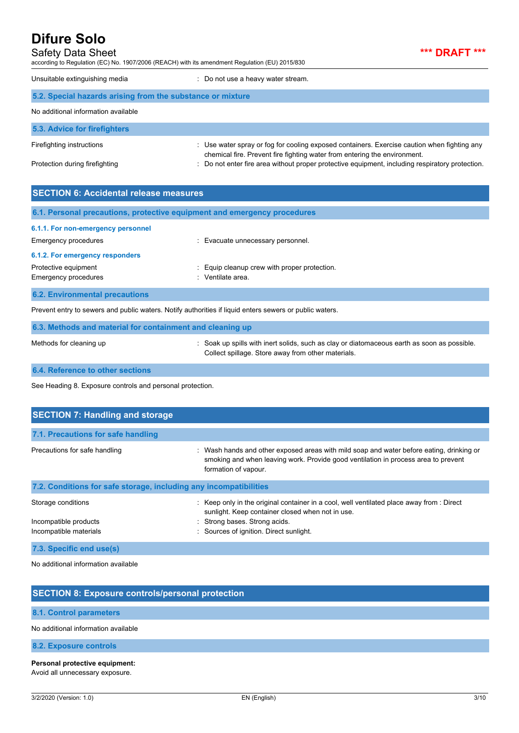Unsuitable extinguishing media : Do not use a heavy water stream.

### 5.2. Special hazards arising from the substance or mixture

No additional information available

### 5.3. Advice for firefighters

Firefighting instructions : Use water spray or fog for cooling exposed containers. Exercise caution when fighting any chemical fire. Prevent fire fighting water from entering the environment.

Protection during firefighting : Do not enter fire area without proper protective equipment, including respiratory protection.

## SECTION 6: Accidental release measures

### 6.1. Personal precautions, protective equipment and emergency procedures

#### 6.1.1. For non-emergency personnel

Emergency procedures : Evacuate unnecessary personnel.

#### 6.1.2. For emergency responders

Protective equipment : Equip cleanup crew with proper protection.

Emergency procedures : Ventilate area.

### 6.2. Environmental precautions

Prevent entry to sewers and public waters. Notify authorities if liquid enters sewers or public waters.

### 6.3. Methods and material for containment and cleaning up

Methods for cleaning up : Soak up spills with inert solids, such as clay or diatomaceous earth as soon as possible. Collect spillage. Store away from other materials.

### 6.4. Reference to other sections

See Heading 8. Exposure controls and personal protection.

## SECTION 7: Handling and storage

### 7.1. Precautions for safe handling

Precautions for safe handling : Wash hands and other exposed areas with mild soap and water before eating, drinking or smoking and when leaving work. Provide good ventilation in process area to prevent formation of vapour.

### 7.2. Conditions for safe storage, including any incompatibilities

Storage conditions : Keep only in the original container in a cool, well ventilated place away from : Direct sunlight. Keep container closed when not in use.

Incompatible products : Strong bases. Strong acids.

Incompatible materials : Sources of ignition. Direct sunlight.

### 7.3. Specific end use(s)

No additional information available

## SECTION 8: Exposure controls/personal protection

### 8.1. Control parameters

No additional information available

### 8.2. Exposure controls

**Personal protective equipment:**

Avoid all unnecessary exposure.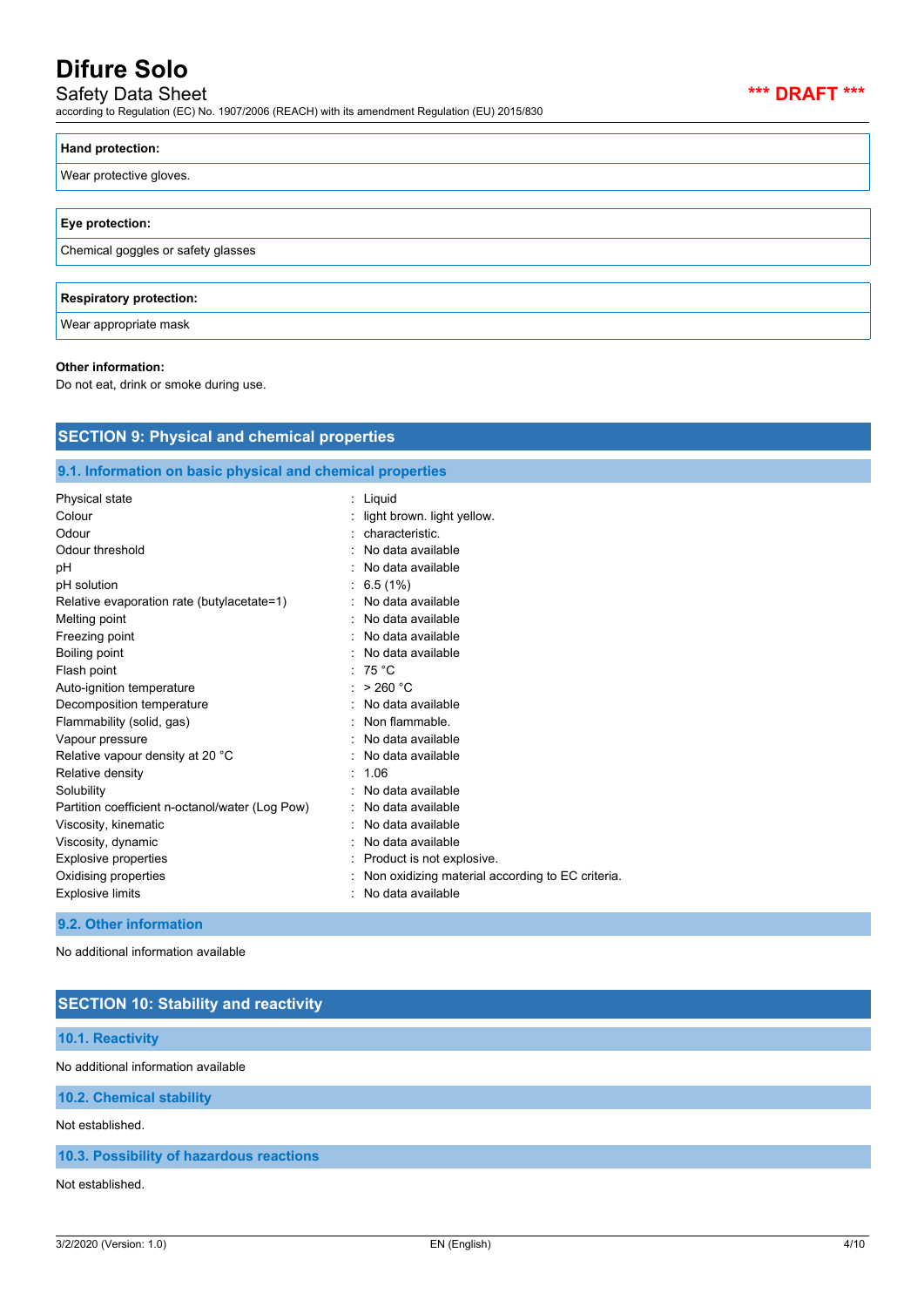| Hand protection: |
| --- |
| Wear protective gloves. |

| Eye protection: |
| --- |
| Chemical goggles or safety glasses |

| Respiratory protection: |
| --- |
| Wear appropriate mask |

**Other information:**

Do not eat, drink or smoke during use.

## SECTION 9: Physical and chemical properties

### 9.1. Information on basic physical and chemical properties

| | |
| --- | --- |
| Physical state | : Liquid |
| Colour | : light brown. light yellow. |
| Odour | : characteristic. |
| Odour threshold | : No data available |
| pH | : No data available |
| pH solution | : 6.5 (1%) |
| Relative evaporation rate (butylacetate=1) | : No data available |
| Melting point | : No data available |
| Freezing point | : No data available |
| Boiling point | : No data available |
| Flash point | : 75 °C |
| Auto-ignition temperature | : > 260 °C |
| Decomposition temperature | : No data available |
| Flammability (solid, gas) | : Non flammable. |
| Vapour pressure | : No data available |
| Relative vapour density at 20 °C | : No data available |
| Relative density | : 1.06 |
| Solubility | : No data available |
| Partition coefficient n-octanol/water (Log Pow) | : No data available |
| Viscosity, kinematic | : No data available |
| Viscosity, dynamic | : No data available |
| Explosive properties | : Product is not explosive. |
| Oxidising properties | : Non oxidizing material according to EC criteria. |
| Explosive limits | : No data available |

### 9.2. Other information

No additional information available

## SECTION 10: Stability and reactivity

### 10.1. Reactivity

No additional information available

### 10.2. Chemical stability

Not established.

### 10.3. Possibility of hazardous reactions

Not established.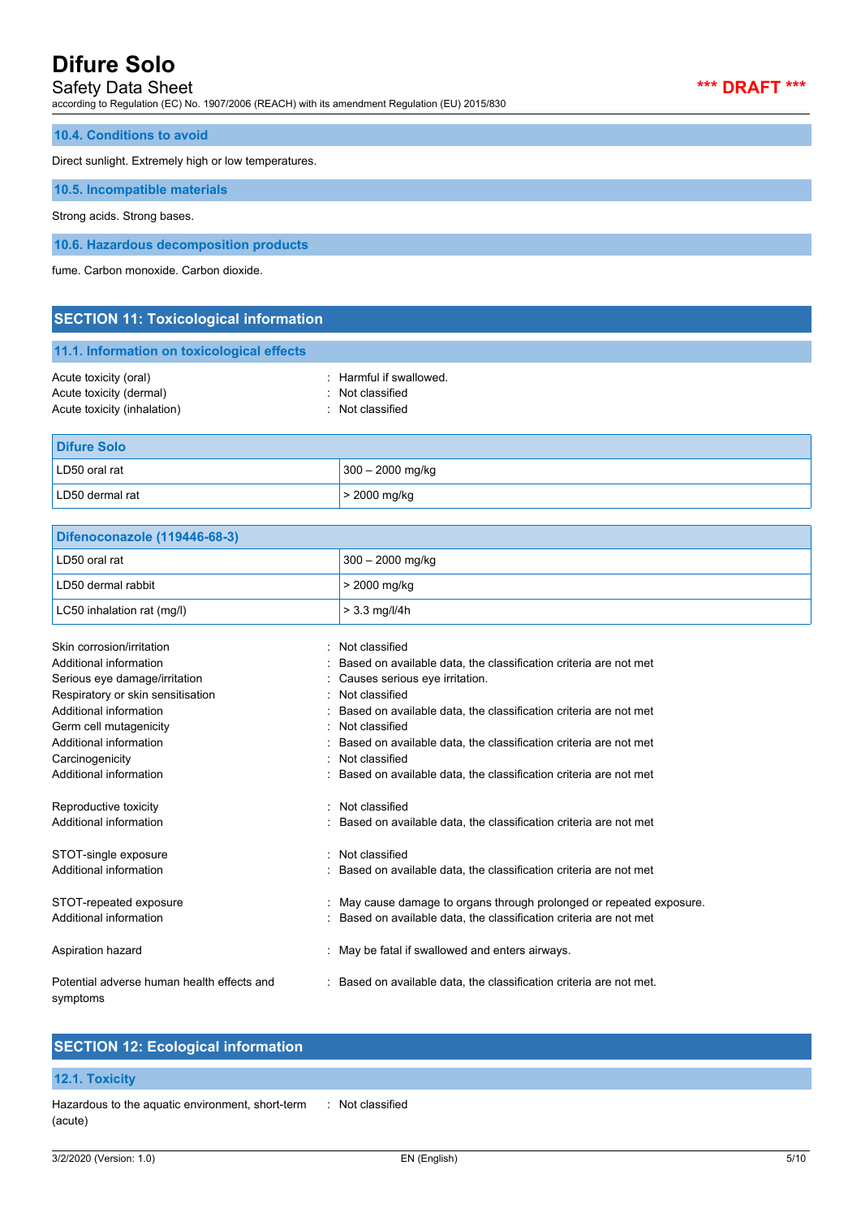### 10.4. Conditions to avoid

Direct sunlight. Extremely high or low temperatures.

### 10.5. Incompatible materials

Strong acids. Strong bases.

### 10.6. Hazardous decomposition products

fume. Carbon monoxide. Carbon dioxide.

## SECTION 11: Toxicological information

### 11.1. Information on toxicological effects

Acute toxicity (oral) : Harmful if swallowed.
Acute toxicity (dermal) : Not classified
Acute toxicity (inhalation) : Not classified

| Difure Solo | |
|---|---|
| LD50 oral rat | 300 – 2000 mg/kg |
| LD50 dermal rat | > 2000 mg/kg |

| Difenoconazole (119446-68-3) | |
|---|---|
| LD50 oral rat | 300 – 2000 mg/kg |
| LD50 dermal rabbit | > 2000 mg/kg |
| LC50 inhalation rat (mg/l) | > 3.3 mg/l/4h |

Skin corrosion/irritation : Not classified
Additional information : Based on available data, the classification criteria are not met
Serious eye damage/irritation : Causes serious eye irritation.
Respiratory or skin sensitisation : Not classified
Additional information : Based on available data, the classification criteria are not met
Germ cell mutagenicity : Not classified
Additional information : Based on available data, the classification criteria are not met
Carcinogenicity : Not classified
Additional information : Based on available data, the classification criteria are not met

Reproductive toxicity : Not classified
Additional information : Based on available data, the classification criteria are not met

STOT-single exposure : Not classified
Additional information : Based on available data, the classification criteria are not met

STOT-repeated exposure : May cause damage to organs through prolonged or repeated exposure.
Additional information : Based on available data, the classification criteria are not met

Aspiration hazard : May be fatal if swallowed and enters airways.

Potential adverse human health effects and symptoms : Based on available data, the classification criteria are not met.

## SECTION 12: Ecological information

### 12.1. Toxicity

Hazardous to the aquatic environment, short-term (acute) : Not classified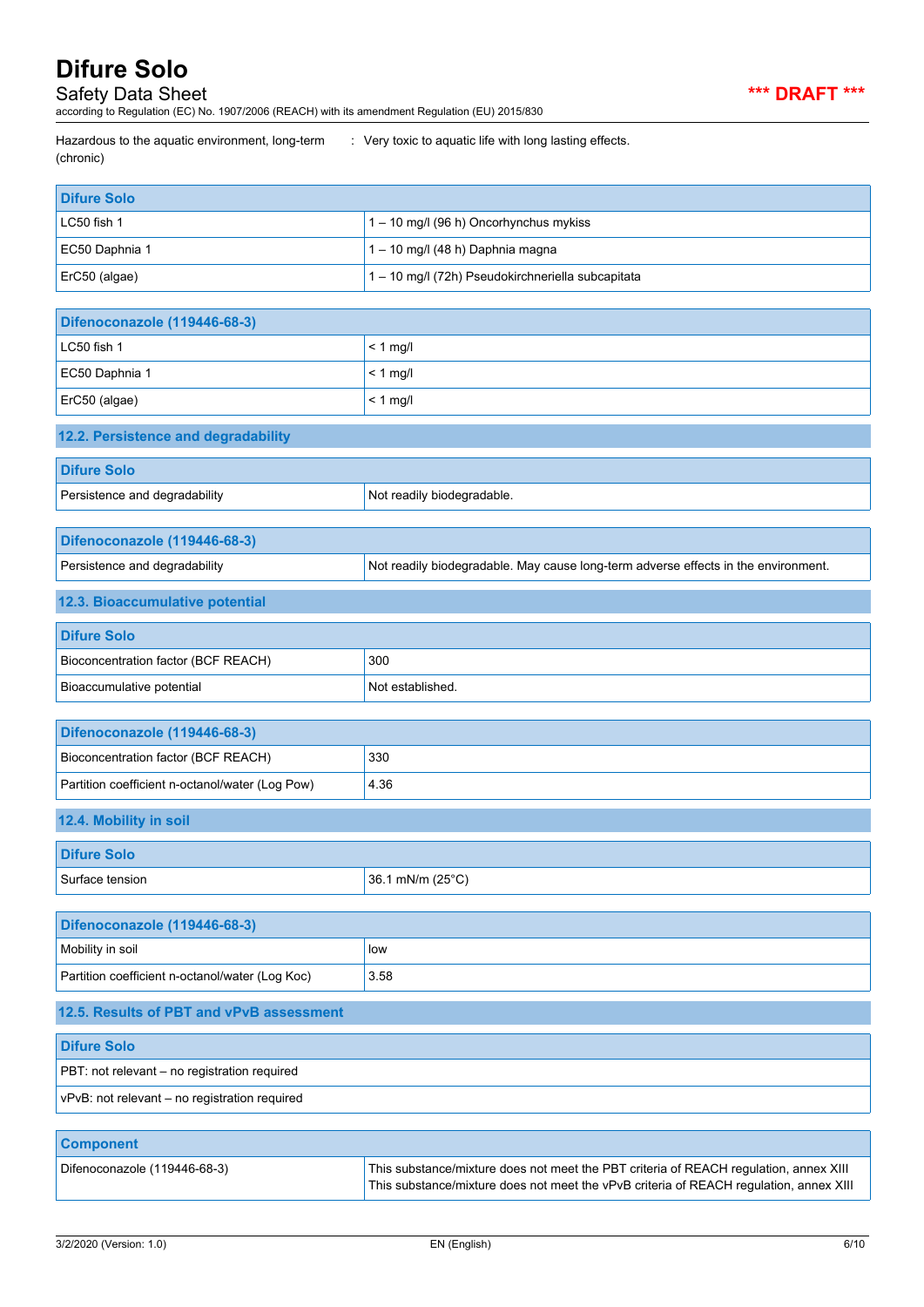Hazardous to the aquatic environment, long-term (chronic) : Very toxic to aquatic life with long lasting effects.

| Difure Solo | |
|---|---|
| LC50 fish 1 | 1 – 10 mg/l (96 h) Oncorhynchus mykiss |
| EC50 Daphnia 1 | 1 – 10 mg/l (48 h) Daphnia magna |
| ErC50 (algae) | 1 – 10 mg/l (72h) Pseudokirchneriella subcapitata |

| Difenoconazole (119446-68-3) | |
|---|---|
| LC50 fish 1 | < 1 mg/l |
| EC50 Daphnia 1 | < 1 mg/l |
| ErC50 (algae) | < 1 mg/l |

### 12.2. Persistence and degradability

| Difure Solo | |
|---|---|
| Persistence and degradability | Not readily biodegradable. |

| Difenoconazole (119446-68-3) | |
|---|---|
| Persistence and degradability | Not readily biodegradable. May cause long-term adverse effects in the environment. |

### 12.3. Bioaccumulative potential

| Difure Solo | |
|---|---|
| Bioconcentration factor (BCF REACH) | 300 |
| Bioaccumulative potential | Not established. |

| Difenoconazole (119446-68-3) | |
|---|---|
| Bioconcentration factor (BCF REACH) | 330 |
| Partition coefficient n-octanol/water (Log Pow) | 4.36 |

### 12.4. Mobility in soil

| Difure Solo | |
|---|---|
| Surface tension | 36.1 mN/m (25°C) |

| Difenoconazole (119446-68-3) | |
|---|---|
| Mobility in soil | low |
| Partition coefficient n-octanol/water (Log Koc) | 3.58 |

### 12.5. Results of PBT and vPvB assessment

| Difure Solo |
|---|
| PBT: not relevant – no registration required |
| vPvB: not relevant – no registration required |

| Component | |
|---|---|
| Difenoconazole (119446-68-3) | This substance/mixture does not meet the PBT criteria of REACH regulation, annex XIII<br>This substance/mixture does not meet the vPvB criteria of REACH regulation, annex XIII |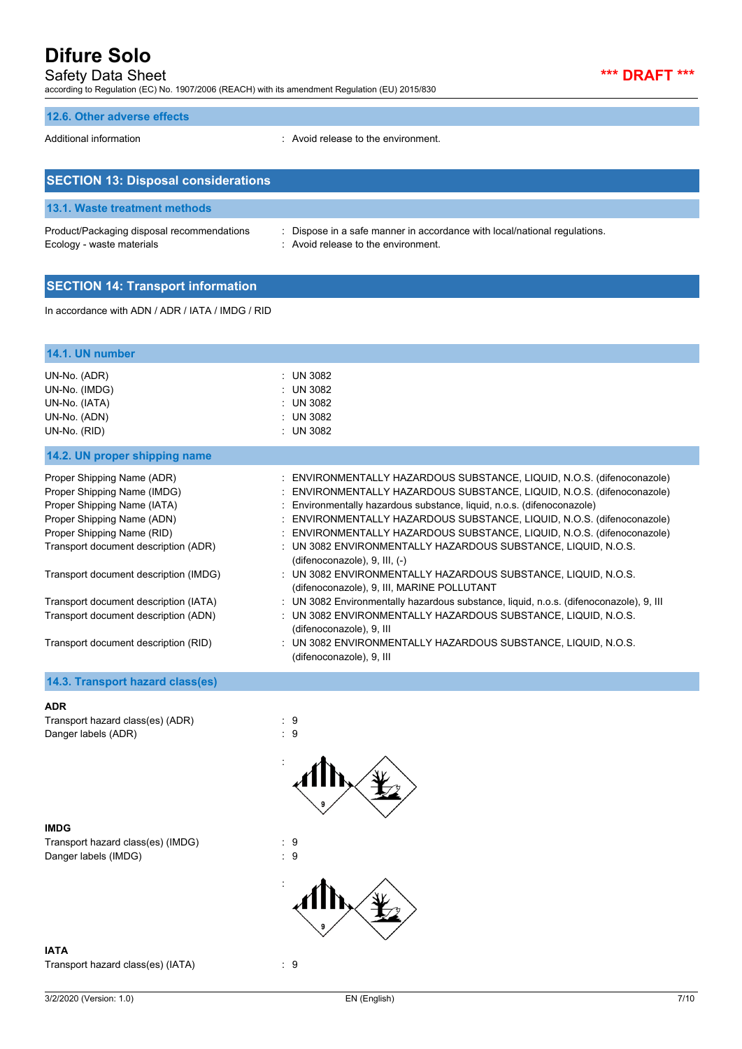### 12.6. Other adverse effects

Additional information : Avoid release to the environment.

## SECTION 13: Disposal considerations

### 13.1. Waste treatment methods

Product/Packaging disposal recommendations : Dispose in a safe manner in accordance with local/national regulations.
Ecology - waste materials : Avoid release to the environment.

## SECTION 14: Transport information

In accordance with ADN / ADR / IATA / IMDG / RID

### 14.1. UN number

UN-No. (ADR) : UN 3082
UN-No. (IMDG) : UN 3082
UN-No. (IATA) : UN 3082
UN-No. (ADN) : UN 3082
UN-No. (RID) : UN 3082

### 14.2. UN proper shipping name

Proper Shipping Name (ADR) : ENVIRONMENTALLY HAZARDOUS SUBSTANCE, LIQUID, N.O.S. (difenoconazole)
Proper Shipping Name (IMDG) : ENVIRONMENTALLY HAZARDOUS SUBSTANCE, LIQUID, N.O.S. (difenoconazole)
Proper Shipping Name (IATA) : Environmentally hazardous substance, liquid, n.o.s. (difenoconazole)
Proper Shipping Name (ADN) : ENVIRONMENTALLY HAZARDOUS SUBSTANCE, LIQUID, N.O.S. (difenoconazole)
Proper Shipping Name (RID) : ENVIRONMENTALLY HAZARDOUS SUBSTANCE, LIQUID, N.O.S. (difenoconazole)
Transport document description (ADR) : UN 3082 ENVIRONMENTALLY HAZARDOUS SUBSTANCE, LIQUID, N.O.S. (difenoconazole), 9, III, (-)
Transport document description (IMDG) : UN 3082 ENVIRONMENTALLY HAZARDOUS SUBSTANCE, LIQUID, N.O.S. (difenoconazole), 9, III, MARINE POLLUTANT
Transport document description (IATA) : UN 3082 Environmentally hazardous substance, liquid, n.o.s. (difenoconazole), 9, III
Transport document description (ADN) : UN 3082 ENVIRONMENTALLY HAZARDOUS SUBSTANCE, LIQUID, N.O.S. (difenoconazole), 9, III
Transport document description (RID) : UN 3082 ENVIRONMENTALLY HAZARDOUS SUBSTANCE, LIQUID, N.O.S. (difenoconazole), 9, III

### 14.3. Transport hazard class(es)

**ADR**

Transport hazard class(es) (ADR) : 9
Danger labels (ADR) : 9

:

**IMDG**

Transport hazard class(es) (IMDG) : 9
Danger labels (IMDG) : 9

:

**IATA**

Transport hazard class(es) (IATA) : 9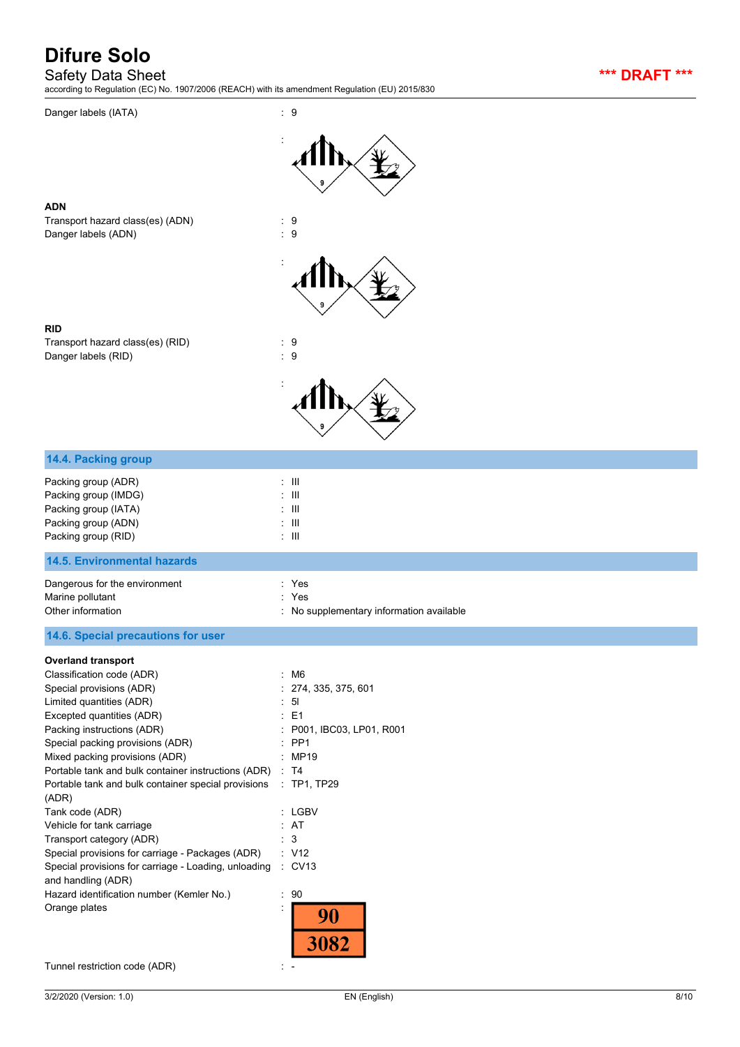Danger labels (IATA) : 9

:

**ADN**

Transport hazard class(es) (ADN) : 9

Danger labels (ADN) : 9

:

**RID**

Transport hazard class(es) (RID) : 9

Danger labels (RID) : 9

:

## 14.4. Packing group

Packing group (ADR) : III

Packing group (IMDG) : III

Packing group (IATA) : III

Packing group (ADN) : III

Packing group (RID) : III

## 14.5. Environmental hazards

Dangerous for the environment : Yes

Marine pollutant : Yes

Other information : No supplementary information available

## 14.6. Special precautions for user

**Overland transport**

Classification code (ADR) : M6

Special provisions (ADR) : 274, 335, 375, 601

Limited quantities (ADR) : 5l

Excepted quantities (ADR) : E1

Packing instructions (ADR) : P001, IBC03, LP01, R001

Special packing provisions (ADR) : PP1

Mixed packing provisions (ADR) : MP19

Portable tank and bulk container instructions (ADR) : T4

Portable tank and bulk container special provisions (ADR) : TP1, TP29

Tank code (ADR) : LGBV

Vehicle for tank carriage : AT

Transport category (ADR) : 3

Special provisions for carriage - Packages (ADR) : V12

Special provisions for carriage - Loading, unloading and handling (ADR) : CV13

Hazard identification number (Kemler No.) : 90

Orange plates :

| 90 |
|---|
| 3082 |

Tunnel restriction code (ADR) : -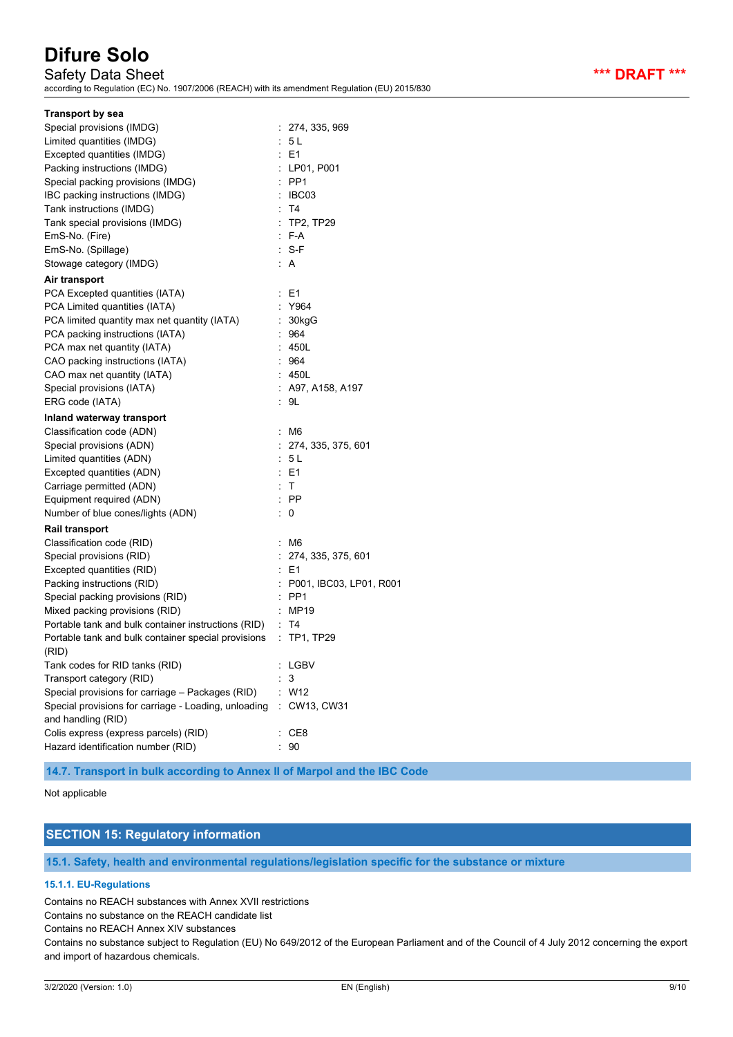**Transport by sea**

| | |
|---|---|
| Special provisions (IMDG) | : 274, 335, 969 |
| Limited quantities (IMDG) | : 5 L |
| Excepted quantities (IMDG) | : E1 |
| Packing instructions (IMDG) | : LP01, P001 |
| Special packing provisions (IMDG) | : PP1 |
| IBC packing instructions (IMDG) | : IBC03 |
| Tank instructions (IMDG) | : T4 |
| Tank special provisions (IMDG) | : TP2, TP29 |
| EmS-No. (Fire) | : F-A |
| EmS-No. (Spillage) | : S-F |
| Stowage category (IMDG) | : A |

**Air transport**

| | |
|---|---|
| PCA Excepted quantities (IATA) | : E1 |
| PCA Limited quantities (IATA) | : Y964 |
| PCA limited quantity max net quantity (IATA) | : 30kgG |
| PCA packing instructions (IATA) | : 964 |
| PCA max net quantity (IATA) | : 450L |
| CAO packing instructions (IATA) | : 964 |
| CAO max net quantity (IATA) | : 450L |
| Special provisions (IATA) | : A97, A158, A197 |
| ERG code (IATA) | : 9L |

**Inland waterway transport**

| | |
|---|---|
| Classification code (ADN) | : M6 |
| Special provisions (ADN) | : 274, 335, 375, 601 |
| Limited quantities (ADN) | : 5 L |
| Excepted quantities (ADN) | : E1 |
| Carriage permitted (ADN) | : T |
| Equipment required (ADN) | : PP |
| Number of blue cones/lights (ADN) | : 0 |

**Rail transport**

| | |
|---|---|
| Classification code (RID) | : M6 |
| Special provisions (RID) | : 274, 335, 375, 601 |
| Excepted quantities (RID) | : E1 |
| Packing instructions (RID) | : P001, IBC03, LP01, R001 |
| Special packing provisions (RID) | : PP1 |
| Mixed packing provisions (RID) | : MP19 |
| Portable tank and bulk container instructions (RID) | : T4 |
| Portable tank and bulk container special provisions (RID) | : TP1, TP29 |
| Tank codes for RID tanks (RID) | : LGBV |
| Transport category (RID) | : 3 |
| Special provisions for carriage – Packages (RID) | : W12 |
| Special provisions for carriage - Loading, unloading and handling (RID) | : CW13, CW31 |
| Colis express (express parcels) (RID) | : CE8 |
| Hazard identification number (RID) | : 90 |

### 14.7. Transport in bulk according to Annex II of Marpol and the IBC Code

Not applicable

## SECTION 15: Regulatory information

### 15.1. Safety, health and environmental regulations/legislation specific for the substance or mixture

#### 15.1.1. EU-Regulations

Contains no REACH substances with Annex XVII restrictions
Contains no substance on the REACH candidate list
Contains no REACH Annex XIV substances
Contains no substance subject to Regulation (EU) No 649/2012 of the European Parliament and of the Council of 4 July 2012 concerning the export and import of hazardous chemicals.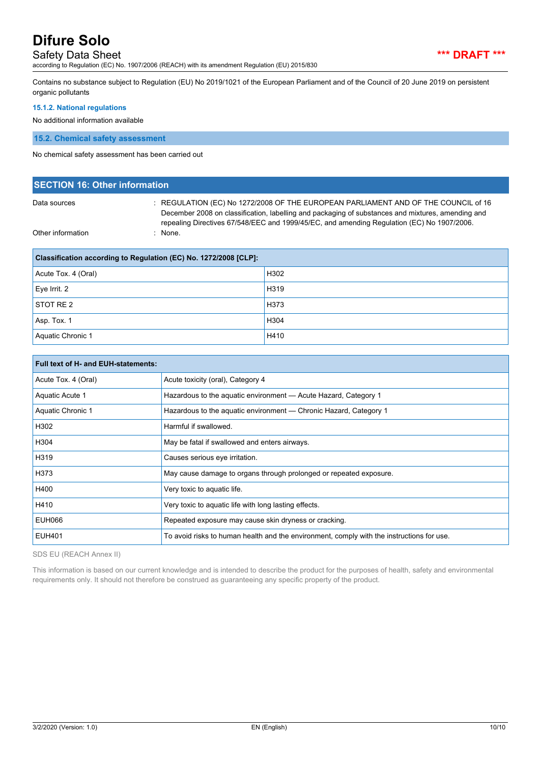Contains no substance subject to Regulation (EU) No 2019/1021 of the European Parliament and of the Council of 20 June 2019 on persistent organic pollutants

#### 15.1.2. National regulations

No additional information available

### 15.2. Chemical safety assessment

No chemical safety assessment has been carried out

## SECTION 16: Other information

| | | |
|---|---|---|
| Data sources | : | REGULATION (EC) No 1272/2008 OF THE EUROPEAN PARLIAMENT AND OF THE COUNCIL of 16 December 2008 on classification, labelling and packaging of substances and mixtures, amending and repealing Directives 67/548/EEC and 1999/45/EC, and amending Regulation (EC) No 1907/2006. |
| Other information | : | None. |

| Classification according to Regulation (EC) No. 1272/2008 [CLP]: | |
|---|---|
| Acute Tox. 4 (Oral) | H302 |
| Eye Irrit. 2 | H319 |
| STOT RE 2 | H373 |
| Asp. Tox. 1 | H304 |
| Aquatic Chronic 1 | H410 |

| Full text of H- and EUH-statements: | |
|---|---|
| Acute Tox. 4 (Oral) | Acute toxicity (oral), Category 4 |
| Aquatic Acute 1 | Hazardous to the aquatic environment — Acute Hazard, Category 1 |
| Aquatic Chronic 1 | Hazardous to the aquatic environment — Chronic Hazard, Category 1 |
| H302 | Harmful if swallowed. |
| H304 | May be fatal if swallowed and enters airways. |
| H319 | Causes serious eye irritation. |
| H373 | May cause damage to organs through prolonged or repeated exposure. |
| H400 | Very toxic to aquatic life. |
| H410 | Very toxic to aquatic life with long lasting effects. |
| EUH066 | Repeated exposure may cause skin dryness or cracking. |
| EUH401 | To avoid risks to human health and the environment, comply with the instructions for use. |

SDS EU (REACH Annex II)

This information is based on our current knowledge and is intended to describe the product for the purposes of health, safety and environmental requirements only. It should not therefore be construed as guaranteeing any specific property of the product.